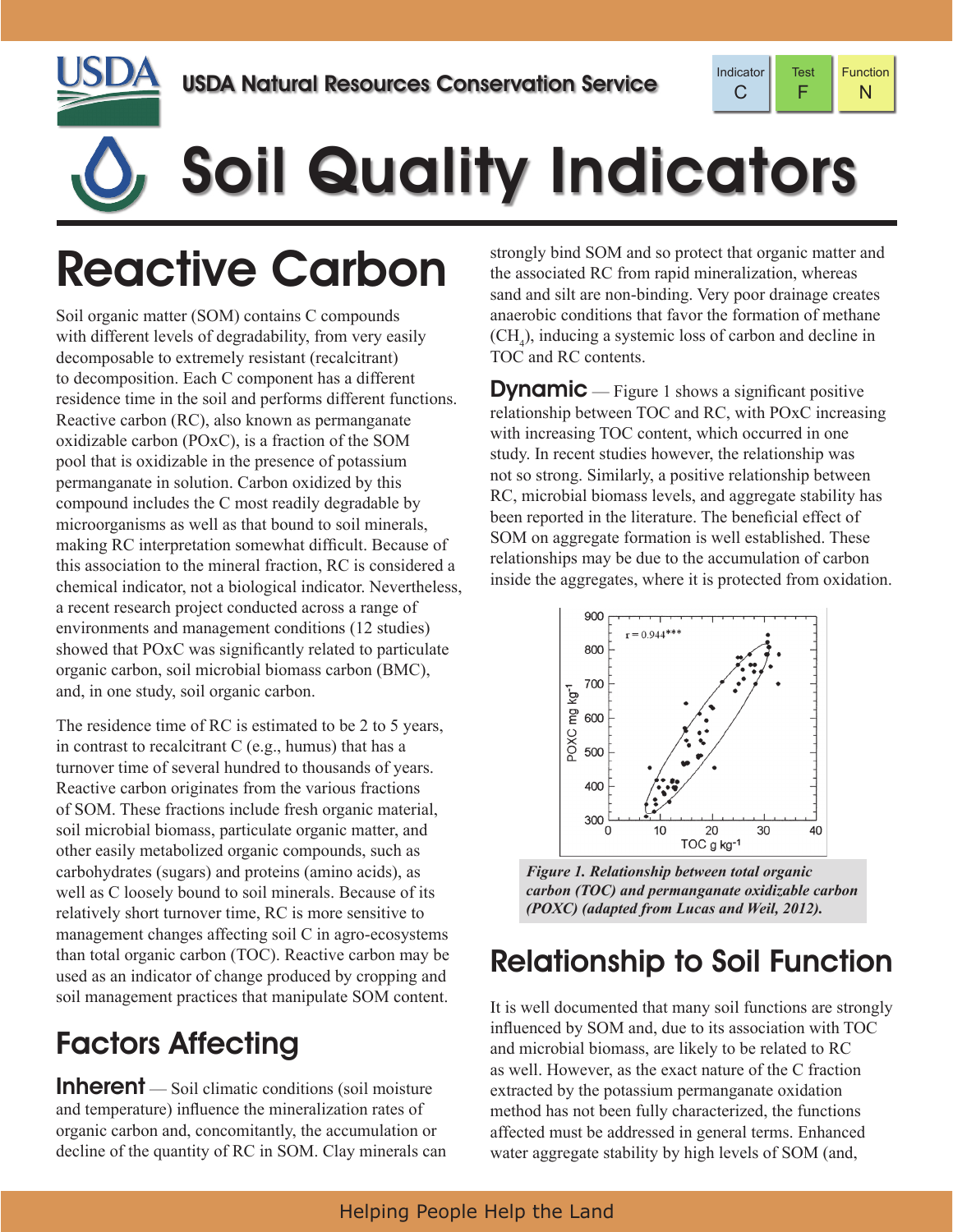USDA Natural Resources Conservation Service

| Indicator | Test | Function |
|---|---|---|
| C | F | N |

# Soil Quality Indicators

## Reactive Carbon

Soil organic matter (SOM) contains C compounds with different levels of degradability, from very easily decomposable to extremely resistant (recalcitrant) to decomposition. Each C component has a different residence time in the soil and performs different functions. Reactive carbon (RC), also known as permanganate oxidizable carbon (POxC), is a fraction of the SOM pool that is oxidizable in the presence of potassium permanganate in solution. Carbon oxidized by this compound includes the C most readily degradable by microorganisms as well as that bound to soil minerals, making RC interpretation somewhat difficult. Because of this association to the mineral fraction, RC is considered a chemical indicator, not a biological indicator. Nevertheless, a recent research project conducted across a range of environments and management conditions (12 studies) showed that POxC was significantly related to particulate organic carbon, soil microbial biomass carbon (BMC), and, in one study, soil organic carbon.

The residence time of RC is estimated to be 2 to 5 years, in contrast to recalcitrant C (e.g., humus) that has a turnover time of several hundred to thousands of years. Reactive carbon originates from the various fractions of SOM. These fractions include fresh organic material, soil microbial biomass, particulate organic matter, and other easily metabolized organic compounds, such as carbohydrates (sugars) and proteins (amino acids), as well as C loosely bound to soil minerals. Because of its relatively short turnover time, RC is more sensitive to management changes affecting soil C in agro-ecosystems than total organic carbon (TOC). Reactive carbon may be used as an indicator of change produced by cropping and soil management practices that manipulate SOM content.

## Factors Affecting

**Inherent** — Soil climatic conditions (soil moisture and temperature) influence the mineralization rates of organic carbon and, concomitantly, the accumulation or decline of the quantity of RC in SOM. Clay minerals can strongly bind SOM and so protect that organic matter and the associated RC from rapid mineralization, whereas sand and silt are non-binding. Very poor drainage creates anaerobic conditions that favor the formation of methane ($CH_4$), inducing a systemic loss of carbon and decline in TOC and RC contents.

**Dynamic** — Figure 1 shows a significant positive relationship between TOC and RC, with POxC increasing with increasing TOC content, which occurred in one study. In recent studies however, the relationship was not so strong. Similarly, a positive relationship between RC, microbial biomass levels, and aggregate stability has been reported in the literature. The beneficial effect of SOM on aggregate formation is well established. These relationships may be due to the accumulation of carbon inside the aggregates, where it is protected from oxidation.

*Figure 1. Relationship between total organic carbon (TOC) and permanganate oxidizable carbon (POXC) (adapted from Lucas and Weil, 2012).*

## Relationship to Soil Function

It is well documented that many soil functions are strongly influenced by SOM and, due to its association with TOC and microbial biomass, are likely to be related to RC as well. However, as the exact nature of the C fraction extracted by the potassium permanganate oxidation method has not been fully characterized, the functions affected must be addressed in general terms. Enhanced water aggregate stability by high levels of SOM (and,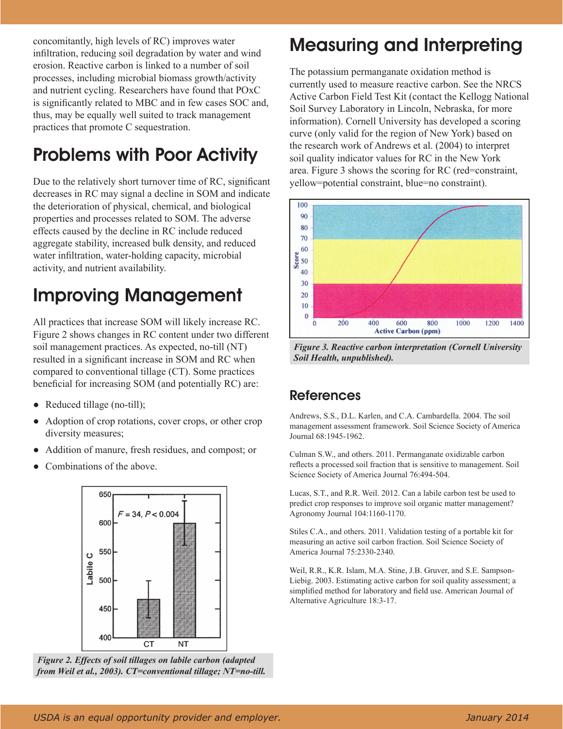concomitantly, high levels of RC) improves water infiltration, reducing soil degradation by water and wind erosion. Reactive carbon is linked to a number of soil processes, including microbial biomass growth/activity and nutrient cycling. Researchers have found that POxC is significantly related to MBC and in few cases SOC and, thus, may be equally well suited to track management practices that promote C sequestration.

## Problems with Poor Activity

Due to the relatively short turnover time of RC, significant decreases in RC may signal a decline in SOM and indicate the deterioration of physical, chemical, and biological properties and processes related to SOM. The adverse effects caused by the decline in RC include reduced aggregate stability, increased bulk density, and reduced water infiltration, water-holding capacity, microbial activity, and nutrient availability.

## Improving Management

All practices that increase SOM will likely increase RC. Figure 2 shows changes in RC content under two different soil management practices. As expected, no-till (NT) resulted in a significant increase in SOM and RC when compared to conventional tillage (CT). Some practices beneficial for increasing SOM (and potentially RC) are:

- Reduced tillage (no-till);
- Adoption of crop rotations, cover crops, or other crop diversity measures;
- Addition of manure, fresh residues, and compost; or
- Combinations of the above.

Labile C

650
600
550
500
450
400

$F = 34$, $P < 0.004$

CT NT

*Figure 2. Effects of soil tillages on labile carbon (adapted from Weil et al., 2003). CT=conventional tillage; NT=no-till.*

## Measuring and Interpreting

The potassium permanganate oxidation method is currently used to measure reactive carbon. See the NRCS Active Carbon Field Test Kit (contact the Kellogg National Soil Survey Laboratory in Lincoln, Nebraska, for more information). Cornell University has developed a scoring curve (only valid for the region of New York) based on the research work of Andrews et al. (2004) to interpret soil quality indicator values for RC in the New York area. Figure 3 shows the scoring for RC (red=constraint, yellow=potential constraint, blue=no constraint).

Score

100
90
80
70
60
50
40
30
20
10
0

0 200 400 600 800 1000 1200 1400

Active Carbon (ppm)

*Figure 3. Reactive carbon interpretation (Cornell University Soil Health, unpublished).*

### References

Andrews, S.S., D.L. Karlen, and C.A. Cambardella. 2004. The soil management assessment framework. Soil Science Society of America Journal 68:1945-1962.

Culman S.W., and others. 2011. Permanganate oxidizable carbon reflects a processed soil fraction that is sensitive to management. Soil Science Society of America Journal 76:494-504.

Lucas, S.T., and R.R. Weil. 2012. Can a labile carbon test be used to predict crop responses to improve soil organic matter management? Agronomy Journal 104:1160-1170.

Stiles C.A., and others. 2011. Validation testing of a portable kit for measuring an active soil carbon fraction. Soil Science Society of America Journal 75:2330-2340.

Weil, R.R., K.R. Islam, M.A. Stine, J.B. Gruver, and S.E. Sampson-Liebig. 2003. Estimating active carbon for soil quality assessment; a simplified method for laboratory and field use. American Journal of Alternative Agriculture 18:3-17.

*USDA is an equal opportunity provider and employer.* *January 2014*